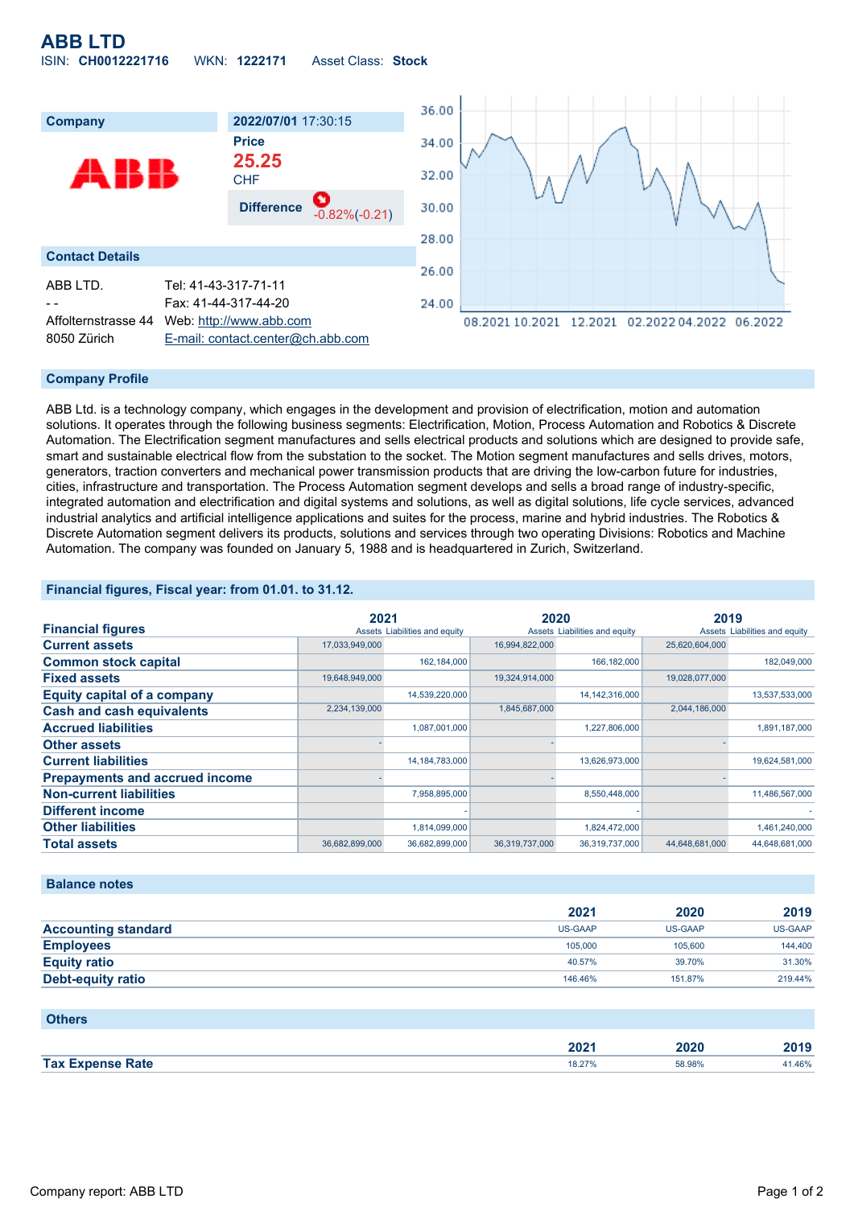# ABB LTD

ISIN: **CH0012221716** WKN: **1222171** Asset Class: **Stock**

| Company | 2022/07/01 17:30:15 |
|---|---|
| | **Price** |
| | **25.25** CHF |
| | **Difference** -0.82%(-0.21) |

## Contact Details

| | |
|---|---|
| ABB LTD. | Tel: 41-43-317-71-11 |
| - - | Fax: 41-44-317-44-20 |
| Affolternstrasse 44 | Web: http://www.abb.com |
| 8050 Zürich | E-mail: contact.center@ch.abb.com |

## Company Profile

ABB Ltd. is a technology company, which engages in the development and provision of electrification, motion and automation solutions. It operates through the following business segments: Electrification, Motion, Process Automation and Robotics & Discrete Automation. The Electrification segment manufactures and sells electrical products and solutions which are designed to provide safe, smart and sustainable electrical flow from the substation to the socket. The Motion segment manufactures and sells drives, motors, generators, traction converters and mechanical power transmission products that are driving the low-carbon future for industries, cities, infrastructure and transportation. The Process Automation segment develops and sells a broad range of industry-specific, integrated automation and electrification and digital systems and solutions, as well as digital solutions, life cycle services, advanced industrial analytics and artificial intelligence applications and suites for the process, marine and hybrid industries. The Robotics & Discrete Automation segment delivers its products, solutions and services through two operating Divisions: Robotics and Machine Automation. The company was founded on January 5, 1988 and is headquartered in Zurich, Switzerland.

## Financial figures, Fiscal year: from 01.01. to 31.12.

| Financial figures | 2021 Assets | 2021 Liabilities and equity | 2020 Assets | 2020 Liabilities and equity | 2019 Assets | 2019 Liabilities and equity |
|---|---|---|---|---|---|---|
| Current assets | 17,033,949,000 | | 16,994,822,000 | | 25,620,604,000 | |
| Common stock capital | | 162,184,000 | | 166,182,000 | | 182,049,000 |
| Fixed assets | 19,648,949,000 | | 19,324,914,000 | | 19,028,077,000 | |
| Equity capital of a company | | 14,539,220,000 | | 14,142,316,000 | | 13,537,533,000 |
| Cash and cash equivalents | 2,234,139,000 | | 1,845,687,000 | | 2,044,186,000 | |
| Accrued liabilities | | 1,087,001,000 | | 1,227,806,000 | | 1,891,187,000 |
| Other assets | - | | - | | - | |
| Current liabilities | | 14,184,783,000 | | 13,626,973,000 | | 19,624,581,000 |
| Prepayments and accrued income | - | | - | | - | |
| Non-current liabilities | | 7,958,895,000 | | 8,550,448,000 | | 11,486,567,000 |
| Different income | | - | | - | | - |
| Other liabilities | | 1,814,099,000 | | 1,824,472,000 | | 1,461,240,000 |
| Total assets | 36,682,899,000 | 36,682,899,000 | 36,319,737,000 | 36,319,737,000 | 44,648,681,000 | 44,648,681,000 |

## Balance notes

| | 2021 | 2020 | 2019 |
|---|---|---|---|
| Accounting standard | US-GAAP | US-GAAP | US-GAAP |
| Employees | 105,000 | 105,600 | 144,400 |
| Equity ratio | 40.57% | 39.70% | 31.30% |
| Debt-equity ratio | 146.46% | 151.87% | 219.44% |

## Others

| | 2021 | 2020 | 2019 |
|---|---|---|---|
| Tax Expense Rate | 18.27% | 58.98% | 41.46% |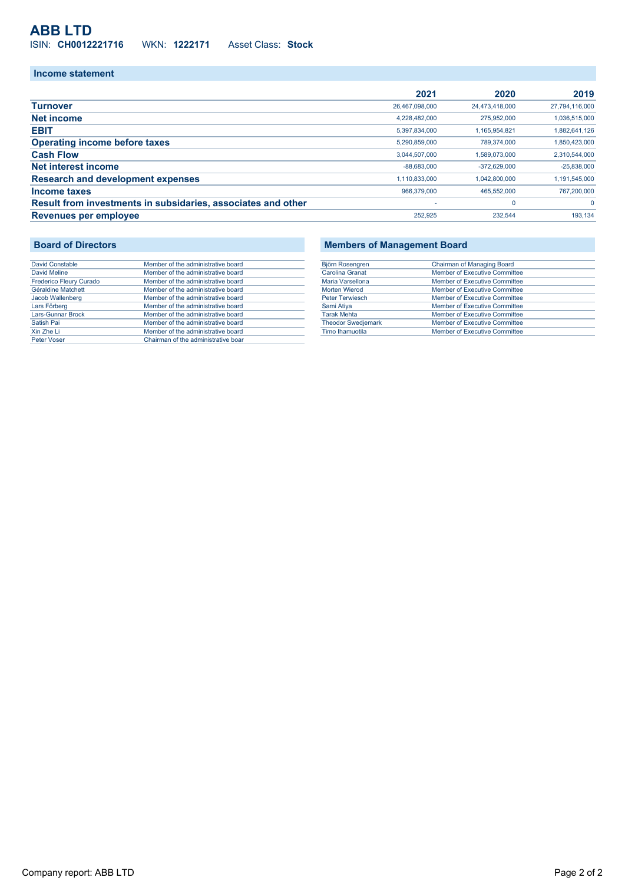# ABB LTD

ISIN: **CH0012221716** WKN: **1222171** Asset Class: **Stock**

## Income statement

| | 2021 | 2020 | 2019 |
|---|---|---|---|
| **Turnover** | 26,467,098,000 | 24,473,418,000 | 27,794,116,000 |
| **Net income** | 4,228,482,000 | 275,952,000 | 1,036,515,000 |
| **EBIT** | 5,397,834,000 | 1,165,954,821 | 1,882,641,126 |
| **Operating income before taxes** | 5,290,859,000 | 789,374,000 | 1,850,423,000 |
| **Cash Flow** | 3,044,507,000 | 1,589,073,000 | 2,310,544,000 |
| **Net interest income** | -88,683,000 | -372,629,000 | -25,838,000 |
| **Research and development expenses** | 1,110,833,000 | 1,042,800,000 | 1,191,545,000 |
| **Income taxes** | 966,379,000 | 465,552,000 | 767,200,000 |
| **Result from investments in subsidaries, associates and other** | - | 0 | 0 |
| **Revenues per employee** | 252,925 | 232,544 | 193,134 |

## Board of Directors

| | |
|---|---|
| David Constable | Member of the administrative board |
| David Meline | Member of the administrative board |
| Frederico Fleury Curado | Member of the administrative board |
| Géraldine Matchett | Member of the administrative board |
| Jacob Wallenberg | Member of the administrative board |
| Lars Förberg | Member of the administrative board |
| Lars-Gunnar Brock | Member of the administrative board |
| Satish Pai | Member of the administrative board |
| Xin Zhe Li | Member of the administrative board |
| Peter Voser | Chairman of the administrative boar |

## Members of Management Board

| | |
|---|---|
| Björn Rosengren | Chairman of Managing Board |
| Carolina Granat | Member of Executive Committee |
| Maria Varsellona | Member of Executive Committee |
| Morten Wierod | Member of Executive Committee |
| Peter Terwiesch | Member of Executive Committee |
| Sami Atiya | Member of Executive Committee |
| Tarak Mehta | Member of Executive Committee |
| Theodor Swedjemark | Member of Executive Committee |
| Timo Ihamuotila | Member of Executive Committee |